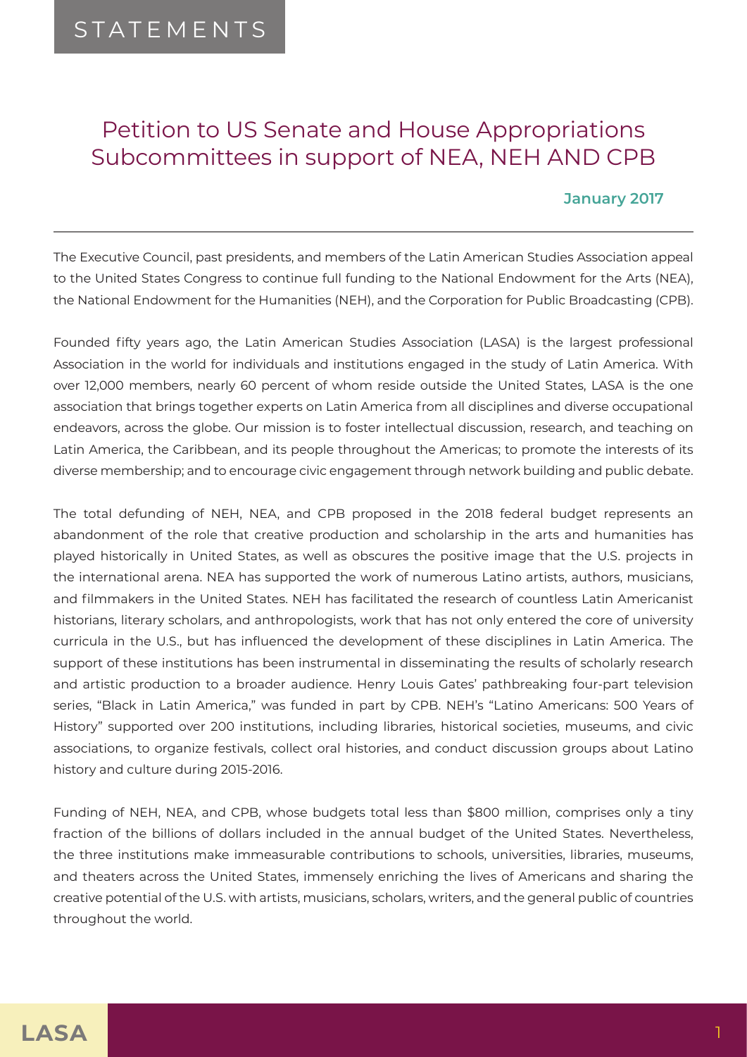STATEMENTS

# Petition to US Senate and House Appropriations Subcommittees in support of NEA, NEH AND CPB

**January 2017**

---

The Executive Council, past presidents, and members of the Latin American Studies Association appeal to the United States Congress to continue full funding to the National Endowment for the Arts (NEA), the National Endowment for the Humanities (NEH), and the Corporation for Public Broadcasting (CPB).

Founded fifty years ago, the Latin American Studies Association (LASA) is the largest professional Association in the world for individuals and institutions engaged in the study of Latin America. With over 12,000 members, nearly 60 percent of whom reside outside the United States, LASA is the one association that brings together experts on Latin America from all disciplines and diverse occupational endeavors, across the globe. Our mission is to foster intellectual discussion, research, and teaching on Latin America, the Caribbean, and its people throughout the Americas; to promote the interests of its diverse membership; and to encourage civic engagement through network building and public debate.

The total defunding of NEH, NEA, and CPB proposed in the 2018 federal budget represents an abandonment of the role that creative production and scholarship in the arts and humanities has played historically in United States, as well as obscures the positive image that the U.S. projects in the international arena. NEA has supported the work of numerous Latino artists, authors, musicians, and filmmakers in the United States. NEH has facilitated the research of countless Latin Americanist historians, literary scholars, and anthropologists, work that has not only entered the core of university curricula in the U.S., but has influenced the development of these disciplines in Latin America. The support of these institutions has been instrumental in disseminating the results of scholarly research and artistic production to a broader audience. Henry Louis Gates' pathbreaking four-part television series, "Black in Latin America," was funded in part by CPB. NEH's "Latino Americans: 500 Years of History" supported over 200 institutions, including libraries, historical societies, museums, and civic associations, to organize festivals, collect oral histories, and conduct discussion groups about Latino history and culture during 2015-2016.

Funding of NEH, NEA, and CPB, whose budgets total less than $800 million, comprises only a tiny fraction of the billions of dollars included in the annual budget of the United States. Nevertheless, the three institutions make immeasurable contributions to schools, universities, libraries, museums, and theaters across the United States, immensely enriching the lives of Americans and sharing the creative potential of the U.S. with artists, musicians, scholars, writers, and the general public of countries throughout the world.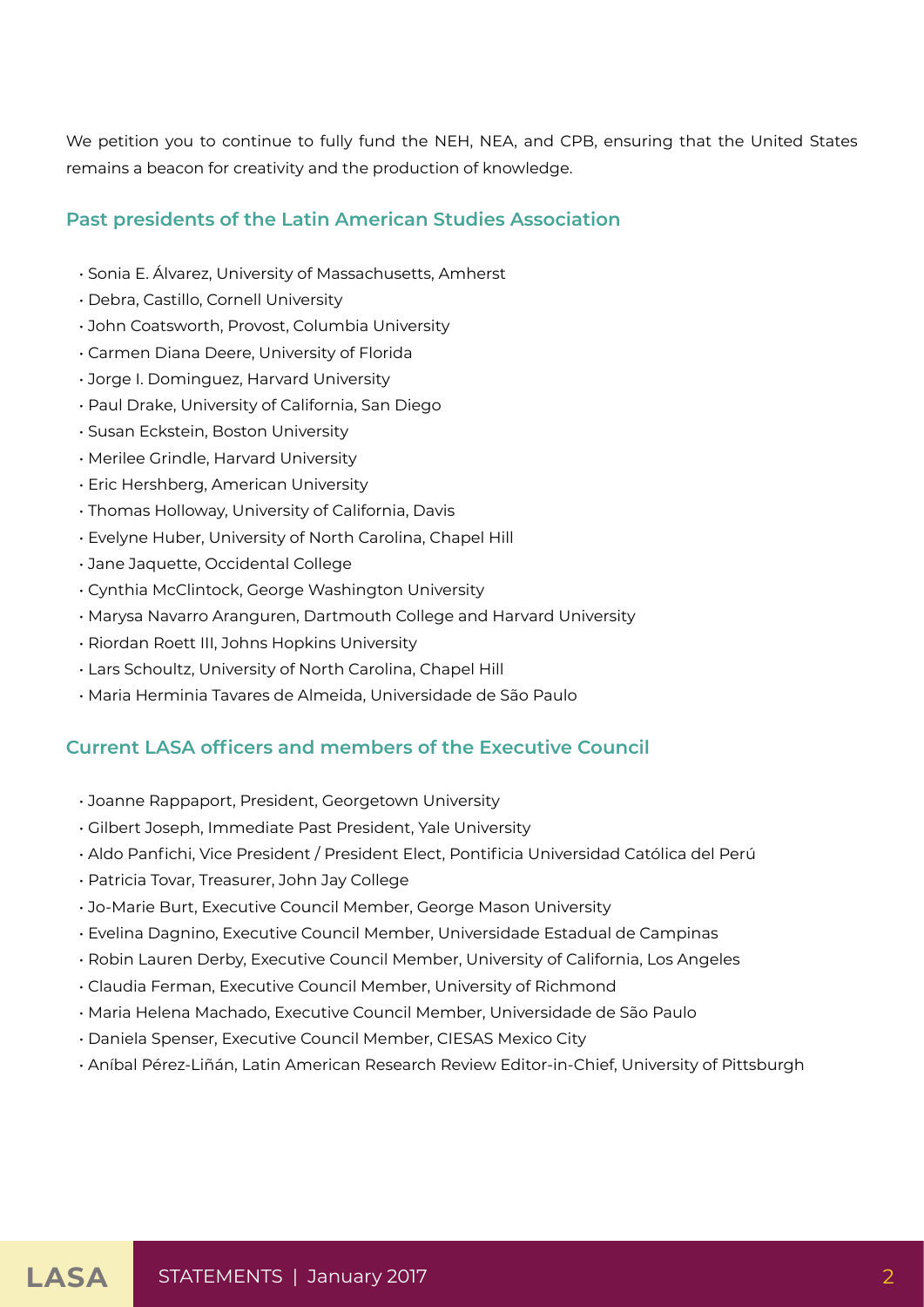We petition you to continue to fully fund the NEH, NEA, and CPB, ensuring that the United States remains a beacon for creativity and the production of knowledge.

## Past presidents of the Latin American Studies Association

- Sonia E. Álvarez, University of Massachusetts, Amherst
- Debra, Castillo, Cornell University
- John Coatsworth, Provost, Columbia University
- Carmen Diana Deere, University of Florida
- Jorge I. Dominguez, Harvard University
- Paul Drake, University of California, San Diego
- Susan Eckstein, Boston University
- Merilee Grindle, Harvard University
- Eric Hershberg, American University
- Thomas Holloway, University of California, Davis
- Evelyne Huber, University of North Carolina, Chapel Hill
- Jane Jaquette, Occidental College
- Cynthia McClintock, George Washington University
- Marysa Navarro Aranguren, Dartmouth College and Harvard University
- Riordan Roett III, Johns Hopkins University
- Lars Schoultz, University of North Carolina, Chapel Hill
- Maria Herminia Tavares de Almeida, Universidade de São Paulo

## Current LASA officers and members of the Executive Council

- Joanne Rappaport, President, Georgetown University
- Gilbert Joseph, Immediate Past President, Yale University
- Aldo Panfichi, Vice President / President Elect, Pontificia Universidad Católica del Perú
- Patricia Tovar, Treasurer, John Jay College
- Jo-Marie Burt, Executive Council Member, George Mason University
- Evelina Dagnino, Executive Council Member, Universidade Estadual de Campinas
- Robin Lauren Derby, Executive Council Member, University of California, Los Angeles
- Claudia Ferman, Executive Council Member, University of Richmond
- Maria Helena Machado, Executive Council Member, Universidade de São Paulo
- Daniela Spenser, Executive Council Member, CIESAS Mexico City
- Aníbal Pérez-Liñán, Latin American Research Review Editor-in-Chief, University of Pittsburgh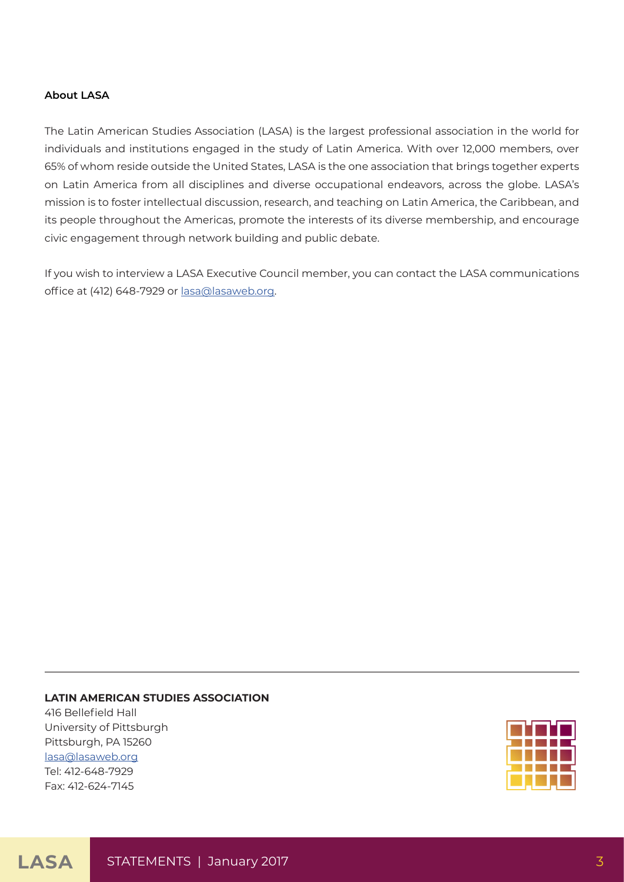**About LASA**

The Latin American Studies Association (LASA) is the largest professional association in the world for individuals and institutions engaged in the study of Latin America. With over 12,000 members, over 65% of whom reside outside the United States, LASA is the one association that brings together experts on Latin America from all disciplines and diverse occupational endeavors, across the globe. LASA's mission is to foster intellectual discussion, research, and teaching on Latin America, the Caribbean, and its people throughout the Americas, promote the interests of its diverse membership, and encourage civic engagement through network building and public debate.

If you wish to interview a LASA Executive Council member, you can contact the LASA communications office at (412) 648-7929 or lasa@lasaweb.org.

---

**LATIN AMERICAN STUDIES ASSOCIATION**
416 Bellefield Hall
University of Pittsburgh
Pittsburgh, PA 15260
lasa@lasaweb.org
Tel: 412-648-7929
Fax: 412-624-7145